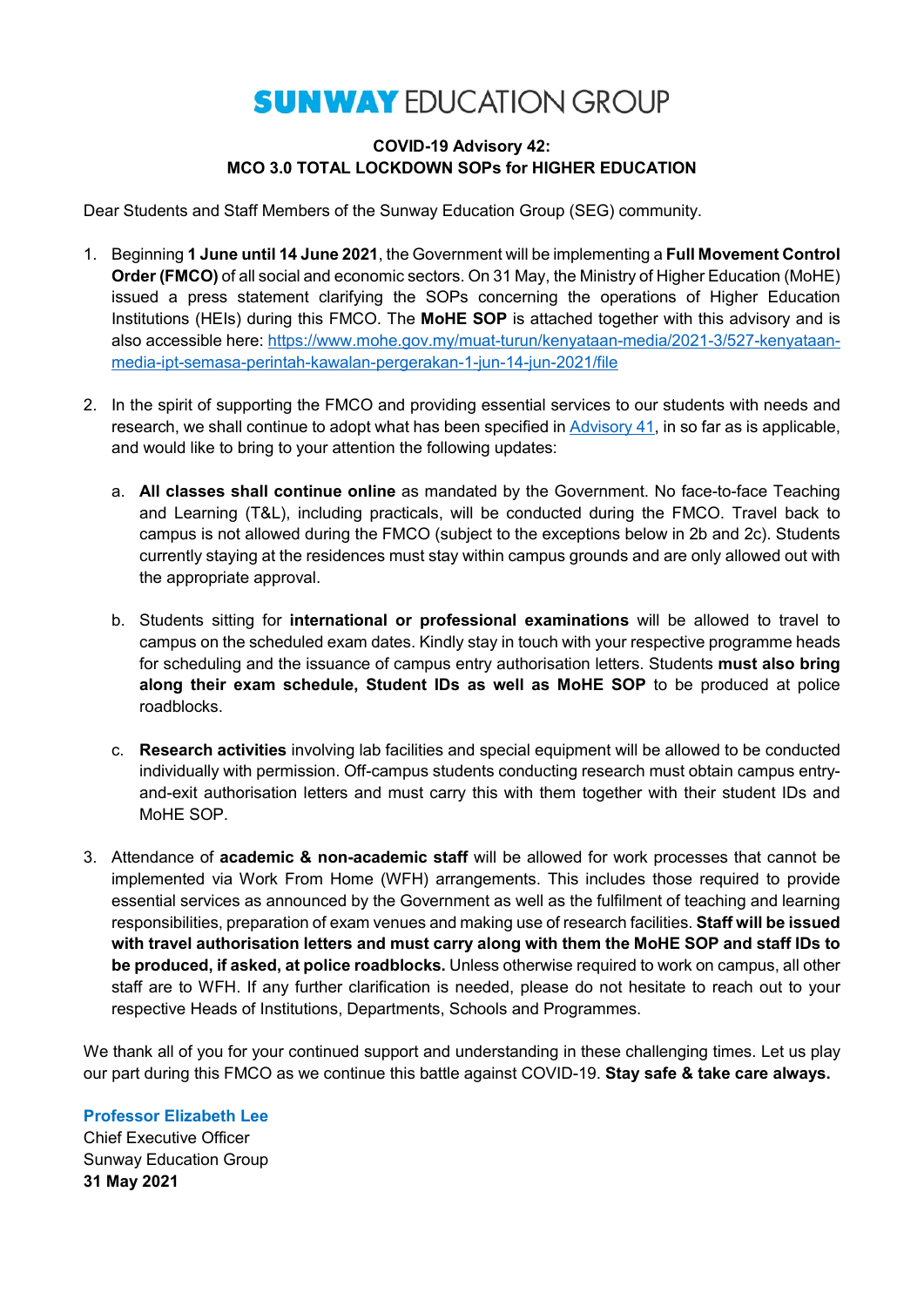# SUNWAY EDUCATION GROUP

## COVID-19 Advisory 42:
## MCO 3.0 TOTAL LOCKDOWN SOPs for HIGHER EDUCATION

Dear Students and Staff Members of the Sunway Education Group (SEG) community.

1. Beginning **1 June until 14 June 2021**, the Government will be implementing a **Full Movement Control Order (FMCO)** of all social and economic sectors. On 31 May, the Ministry of Higher Education (MoHE) issued a press statement clarifying the SOPs concerning the operations of Higher Education Institutions (HEIs) during this FMCO. The **MoHE SOP** is attached together with this advisory and is also accessible here: [https://www.mohe.gov.my/muat-turun/kenyataan-media/2021-3/527-kenyataan-media-ipt-semasa-perintah-kawalan-pergerakan-1-jun-14-jun-2021/file](https://www.mohe.gov.my/muat-turun/kenyataan-media/2021-3/527-kenyataan-media-ipt-semasa-perintah-kawalan-pergerakan-1-jun-14-jun-2021/file)

2. In the spirit of supporting the FMCO and providing essential services to our students with needs and research, we shall continue to adopt what has been specified in Advisory 41, in so far as is applicable, and would like to bring to your attention the following updates:

   a. **All classes shall continue online** as mandated by the Government. No face-to-face Teaching and Learning (T&L), including practicals, will be conducted during the FMCO. Travel back to campus is not allowed during the FMCO (subject to the exceptions below in 2b and 2c). Students currently staying at the residences must stay within campus grounds and are only allowed out with the appropriate approval.

   b. Students sitting for **international or professional examinations** will be allowed to travel to campus on the scheduled exam dates. Kindly stay in touch with your respective programme heads for scheduling and the issuance of campus entry authorisation letters. Students **must also bring along their exam schedule, Student IDs as well as MoHE SOP** to be produced at police roadblocks.

   c. **Research activities** involving lab facilities and special equipment will be allowed to be conducted individually with permission. Off-campus students conducting research must obtain campus entry-and-exit authorisation letters and must carry this with them together with their student IDs and MoHE SOP.

3. Attendance of **academic & non-academic staff** will be allowed for work processes that cannot be implemented via Work From Home (WFH) arrangements. This includes those required to provide essential services as announced by the Government as well as the fulfilment of teaching and learning responsibilities, preparation of exam venues and making use of research facilities. **Staff will be issued with travel authorisation letters and must carry along with them the MoHE SOP and staff IDs to be produced, if asked, at police roadblocks.** Unless otherwise required to work on campus, all other staff are to WFH. If any further clarification is needed, please do not hesitate to reach out to your respective Heads of Institutions, Departments, Schools and Programmes.

We thank all of you for your continued support and understanding in these challenging times. Let us play our part during this FMCO as we continue this battle against COVID-19. **Stay safe & take care always.**

**Professor Elizabeth Lee**
Chief Executive Officer
Sunway Education Group
**31 May 2021**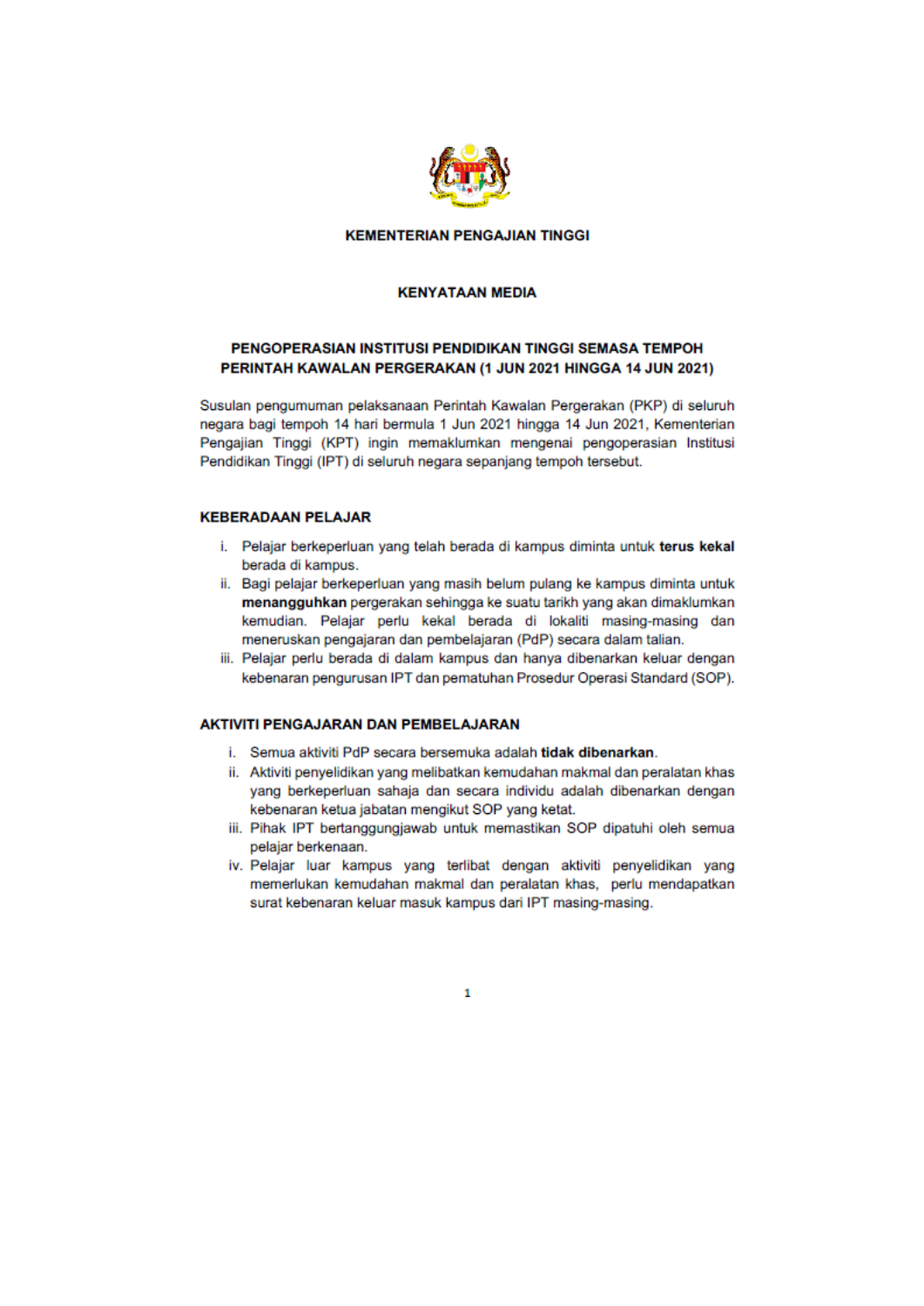**KEMENTERIAN PENGAJIAN TINGGI**

**KENYATAAN MEDIA**

# PENGOPERASIAN INSTITUSI PENDIDIKAN TINGGI SEMASA TEMPOH PERINTAH KAWALAN PERGERAKAN (1 JUN 2021 HINGGA 14 JUN 2021)

Susulan pengumuman pelaksanaan Perintah Kawalan Pergerakan (PKP) di seluruh negara bagi tempoh 14 hari bermula 1 Jun 2021 hingga 14 Jun 2021, Kementerian Pengajian Tinggi (KPT) ingin memaklumkan mengenai pengoperasian Institusi Pendidikan Tinggi (IPT) di seluruh negara sepanjang tempoh tersebut.

## KEBERADAAN PELAJAR

i. Pelajar berkeperluan yang telah berada di kampus diminta untuk **terus kekal** berada di kampus.

ii. Bagi pelajar berkeperluan yang masih belum pulang ke kampus diminta untuk **menangguhkan** pergerakan sehingga ke suatu tarikh yang akan dimaklumkan kemudian. Pelajar perlu kekal berada di lokaliti masing-masing dan meneruskan pengajaran dan pembelajaran (PdP) secara dalam talian.

iii. Pelajar perlu berada di dalam kampus dan hanya dibenarkan keluar dengan kebenaran pengurusan IPT dan pematuhan Prosedur Operasi Standard (SOP).

## AKTIVITI PENGAJARAN DAN PEMBELAJARAN

i. Semua aktiviti PdP secara bersemuka adalah **tidak dibenarkan**.

ii. Aktiviti penyelidikan yang melibatkan kemudahan makmal dan peralatan khas yang berkeperluan sahaja dan secara individu adalah dibenarkan dengan kebenaran ketua jabatan mengikut SOP yang ketat.

iii. Pihak IPT bertanggungjawab untuk memastikan SOP dipatuhi oleh semua pelajar berkenaan.

iv. Pelajar luar kampus yang terlibat dengan aktiviti penyelidikan yang memerlukan kemudahan makmal dan peralatan khas, perlu mendapatkan surat kebenaran keluar masuk kampus dari IPT masing-masing.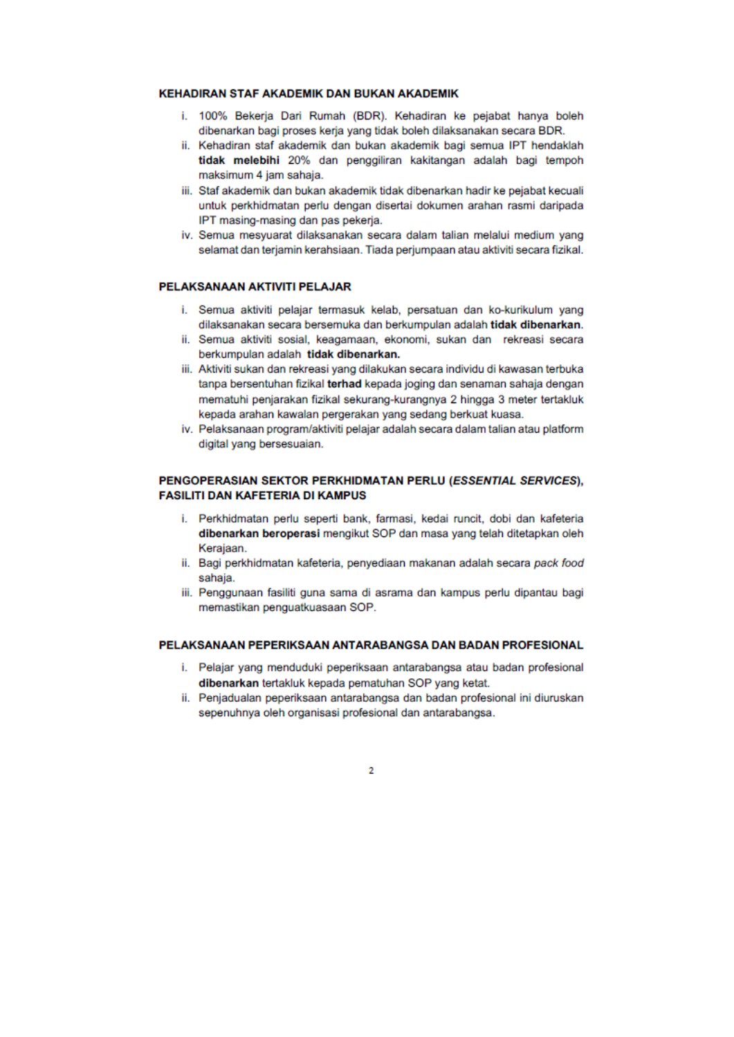## KEHADIRAN STAF AKADEMIK DAN BUKAN AKADEMIK

i. 100% Bekerja Dari Rumah (BDR). Kehadiran ke pejabat hanya boleh dibenarkan bagi proses kerja yang tidak boleh dilaksanakan secara BDR.
ii. Kehadiran staf akademik dan bukan akademik bagi semua IPT hendaklah **tidak melebihi** 20% dan penggiliran kakitangan adalah bagi tempoh maksimum 4 jam sahaja.
iii. Staf akademik dan bukan akademik tidak dibenarkan hadir ke pejabat kecuali untuk perkhidmatan perlu dengan disertai dokumen arahan rasmi daripada IPT masing-masing dan pas pekerja.
iv. Semua mesyuarat dilaksanakan secara dalam talian melalui medium yang selamat dan terjamin kerahsiaan. Tiada perjumpaan atau aktiviti secara fizikal.

## PELAKSANAAN AKTIVITI PELAJAR

i. Semua aktiviti pelajar termasuk kelab, persatuan dan ko-kurikulum yang dilaksanakan secara bersemuka dan berkumpulan adalah **tidak dibenarkan**.
ii. Semua aktiviti sosial, keagamaan, ekonomi, sukan dan rekreasi secara berkumpulan adalah **tidak dibenarkan.**
iii. Aktiviti sukan dan rekreasi yang dilakukan secara individu di kawasan terbuka tanpa bersentuhan fizikal **terhad** kepada joging dan senaman sahaja dengan mematuhi penjarakan fizikal sekurang-kurangnya 2 hingga 3 meter tertakluk kepada arahan kawalan pergerakan yang sedang berkuat kuasa.
iv. Pelaksanaan program/aktiviti pelajar adalah secara dalam talian atau platform digital yang bersesuaian.

## PENGOPERASIAN SEKTOR PERKHIDMATAN PERLU (*ESSENTIAL SERVICES*), FASILITI DAN KAFETERIA DI KAMPUS

i. Perkhidmatan perlu seperti bank, farmasi, kedai runcit, dobi dan kafeteria **dibenarkan beroperasi** mengikut SOP dan masa yang telah ditetapkan oleh Kerajaan.
ii. Bagi perkhidmatan kafeteria, penyediaan makanan adalah secara *pack food* sahaja.
iii. Penggunaan fasiliti guna sama di asrama dan kampus perlu dipantau bagi memastikan penguatkuasaan SOP.

## PELAKSANAAN PEPERIKSAAN ANTARABANGSA DAN BADAN PROFESIONAL

i. Pelajar yang menduduki peperiksaan antarabangsa atau badan profesional **dibenarkan** tertakluk kepada pematuhan SOP yang ketat.
ii. Penjadualan peperiksaan antarabangsa dan badan profesional ini diuruskan sepenuhnya oleh organisasi profesional dan antarabangsa.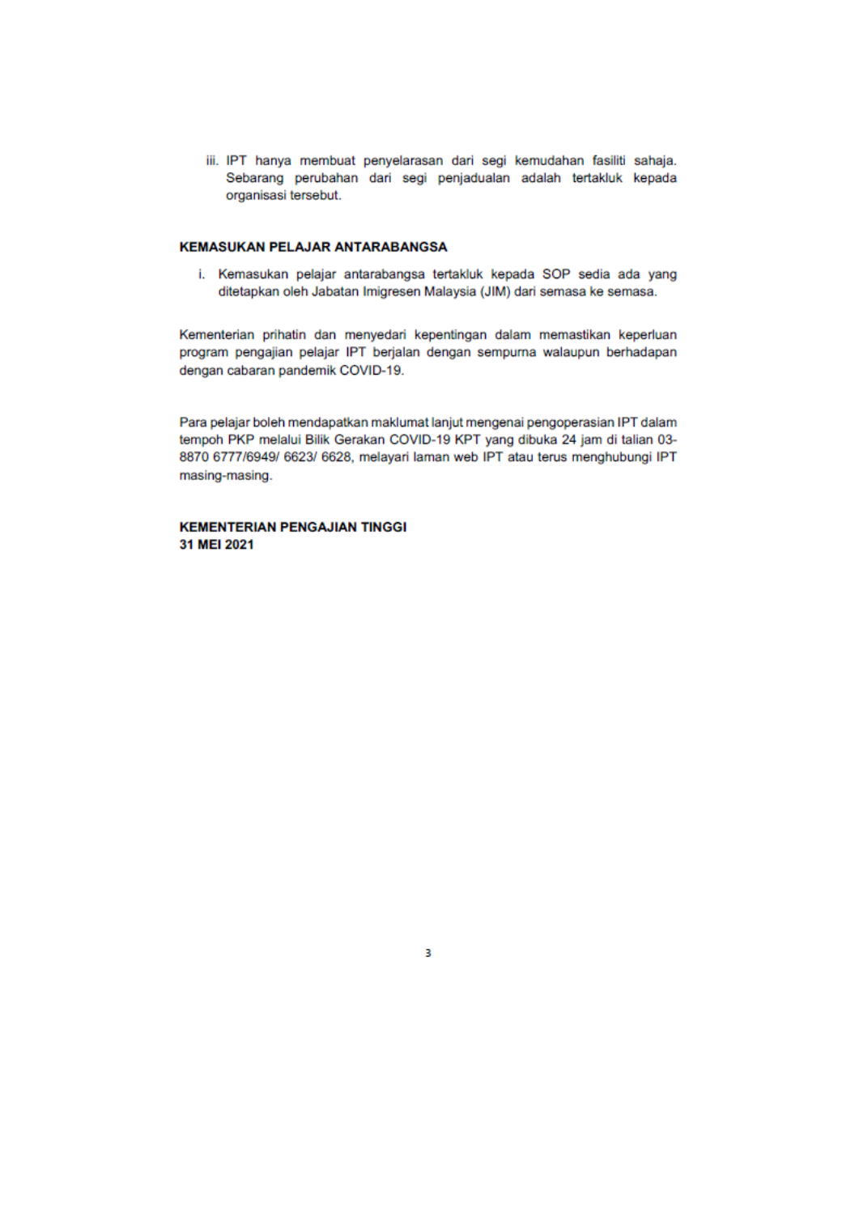iii. IPT hanya membuat penyelarasan dari segi kemudahan fasiliti sahaja. Sebarang perubahan dari segi penjadualan adalah tertakluk kepada organisasi tersebut.

**KEMASUKAN PELAJAR ANTARABANGSA**

i. Kemasukan pelajar antarabangsa tertakluk kepada SOP sedia ada yang ditetapkan oleh Jabatan Imigresen Malaysia (JIM) dari semasa ke semasa.

Kementerian prihatin dan menyedari kepentingan dalam memastikan keperluan program pengajian pelajar IPT berjalan dengan sempurna walaupun berhadapan dengan cabaran pandemik COVID-19.

Para pelajar boleh mendapatkan maklumat lanjut mengenai pengoperasian IPT dalam tempoh PKP melalui Bilik Gerakan COVID-19 KPT yang dibuka 24 jam di talian 03-8870 6777/6949/ 6623/ 6628, melayari laman web IPT atau terus menghubungi IPT masing-masing.

**KEMENTERIAN PENGAJIAN TINGGI**
**31 MEI 2021**